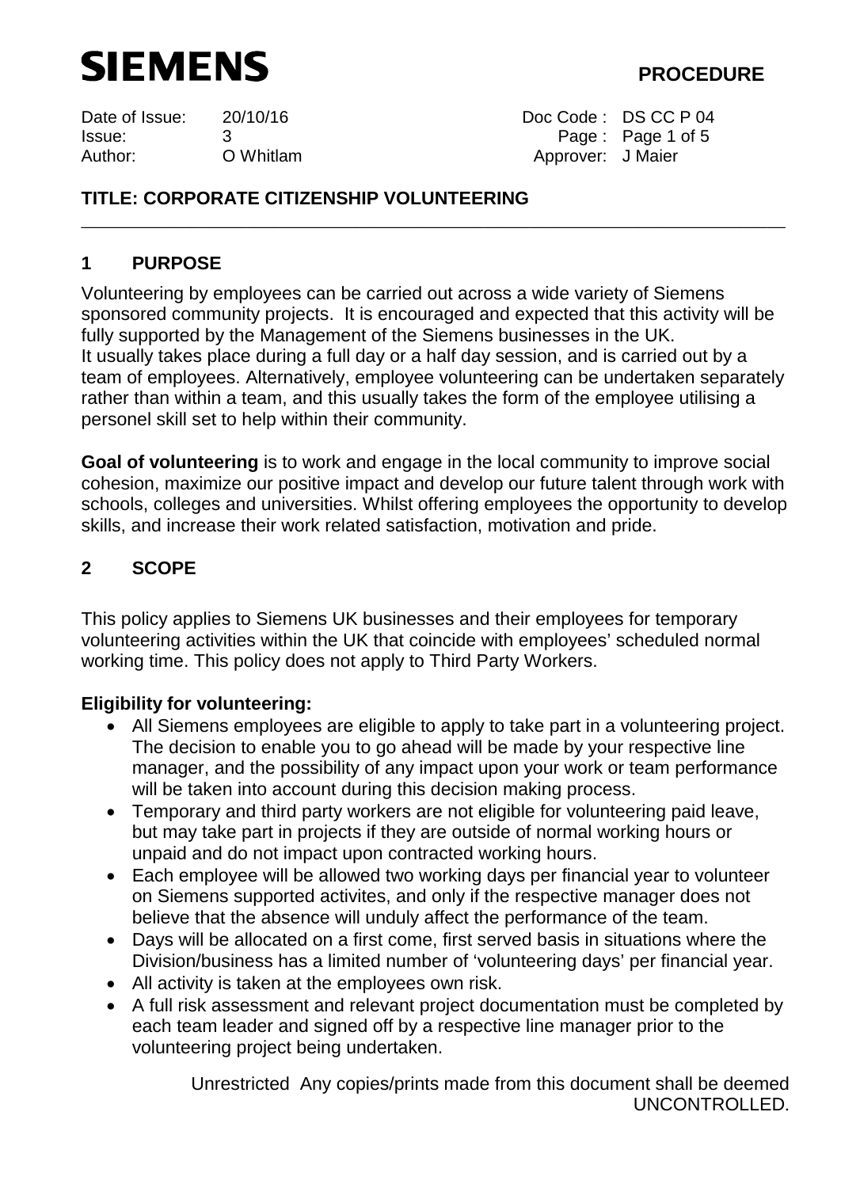SIEMENS

**PROCEDURE**

| | | | |
|---|---|---|---|
| Date of Issue: | 20/10/16 | Doc Code : | DS CC P 04 |
| Issue: | 3 | | |
| Author: | O Whitlam | Approver: | J Maier |

## TITLE: CORPORATE CITIZENSHIP VOLUNTEERING

## 1 PURPOSE

Volunteering by employees can be carried out across a wide variety of Siemens sponsored community projects. It is encouraged and expected that this activity will be fully supported by the Management of the Siemens businesses in the UK.
It usually takes place during a full day or a half day session, and is carried out by a team of employees. Alternatively, employee volunteering can be undertaken separately rather than within a team, and this usually takes the form of the employee utilising a personel skill set to help within their community.

**Goal of volunteering** is to work and engage in the local community to improve social cohesion, maximize our positive impact and develop our future talent through work with schools, colleges and universities. Whilst offering employees the opportunity to develop skills, and increase their work related satisfaction, motivation and pride.

## 2 SCOPE

This policy applies to Siemens UK businesses and their employees for temporary volunteering activities within the UK that coincide with employees' scheduled normal working time. This policy does not apply to Third Party Workers.

**Eligibility for volunteering:**

- All Siemens employees are eligible to apply to take part in a volunteering project. The decision to enable you to go ahead will be made by your respective line manager, and the possibility of any impact upon your work or team performance will be taken into account during this decision making process.
- Temporary and third party workers are not eligible for volunteering paid leave, but may take part in projects if they are outside of normal working hours or unpaid and do not impact upon contracted working hours.
- Each employee will be allowed two working days per financial year to volunteer on Siemens supported activites, and only if the respective manager does not believe that the absence will unduly affect the performance of the team.
- Days will be allocated on a first come, first served basis in situations where the Division/business has a limited number of 'volunteering days' per financial year.
- All activity is taken at the employees own risk.
- A full risk assessment and relevant project documentation must be completed by each team leader and signed off by a respective line manager prior to the volunteering project being undertaken.

Unrestricted Any copies/prints made from this document shall be deemed UNCONTROLLED.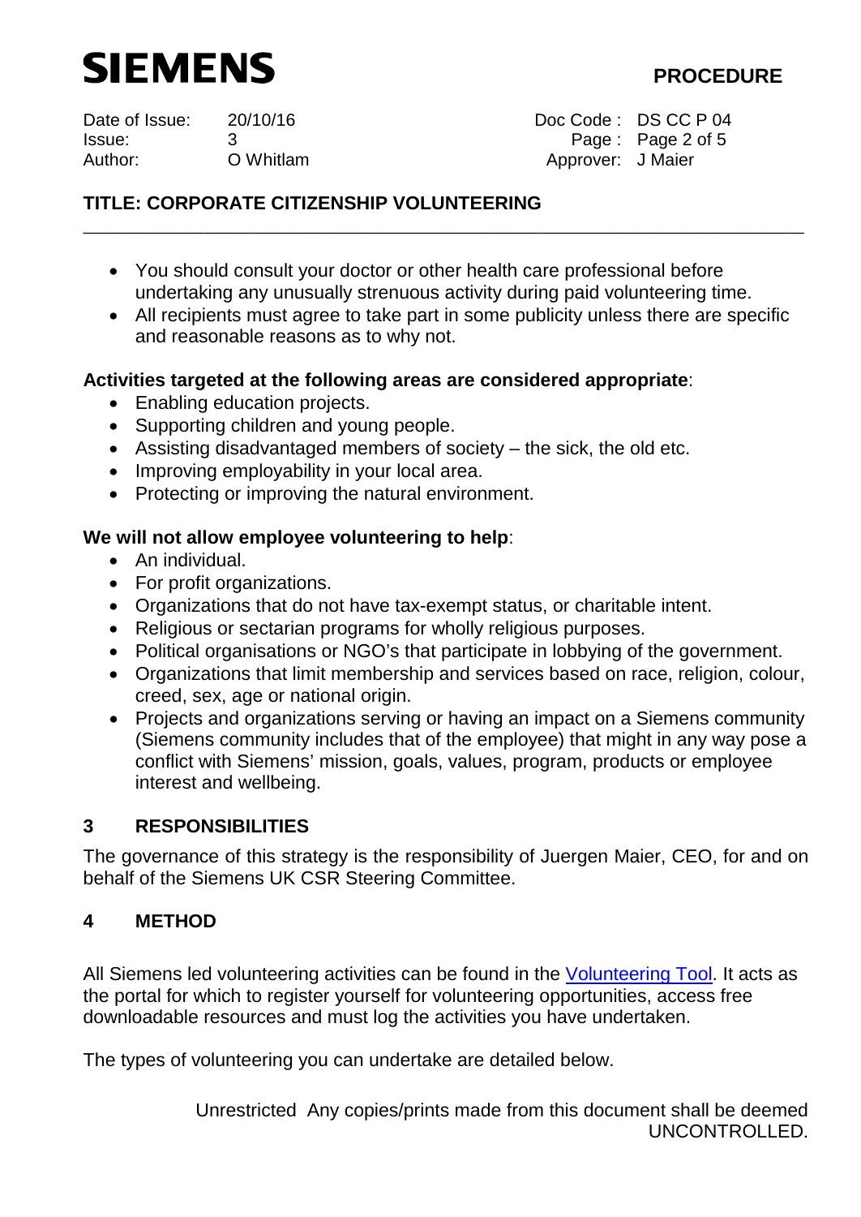- You should consult your doctor or other health care professional before undertaking any unusually strenuous activity during paid volunteering time.
- All recipients must agree to take part in some publicity unless there are specific and reasonable reasons as to why not.

**Activities targeted at the following areas are considered appropriate**:

- Enabling education projects.
- Supporting children and young people.
- Assisting disadvantaged members of society – the sick, the old etc.
- Improving employability in your local area.
- Protecting or improving the natural environment.

**We will not allow employee volunteering to help**:

- An individual.
- For profit organizations.
- Organizations that do not have tax-exempt status, or charitable intent.
- Religious or sectarian programs for wholly religious purposes.
- Political organisations or NGO's that participate in lobbying of the government.
- Organizations that limit membership and services based on race, religion, colour, creed, sex, age or national origin.
- Projects and organizations serving or having an impact on a Siemens community (Siemens community includes that of the employee) that might in any way pose a conflict with Siemens' mission, goals, values, program, products or employee interest and wellbeing.

## 3 RESPONSIBILITIES

The governance of this strategy is the responsibility of Juergen Maier, CEO, for and on behalf of the Siemens UK CSR Steering Committee.

## 4 METHOD

All Siemens led volunteering activities can be found in the Volunteering Tool. It acts as the portal for which to register yourself for volunteering opportunities, access free downloadable resources and must log the activities you have undertaken.

The types of volunteering you can undertake are detailed below.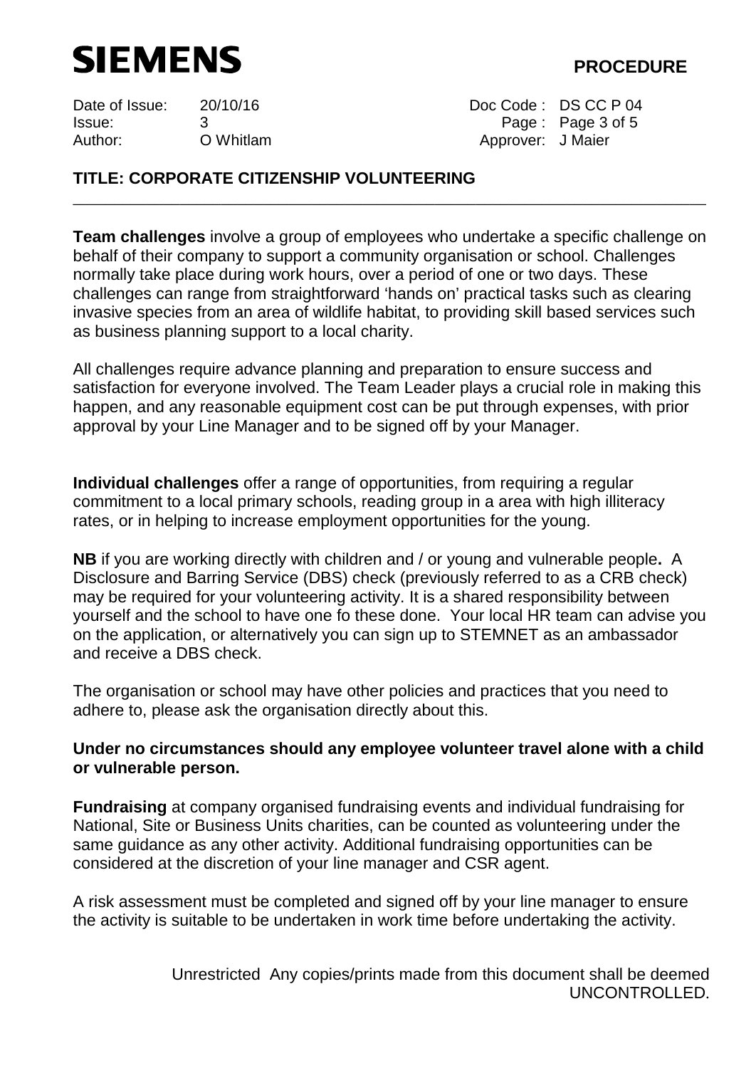**Team challenges** involve a group of employees who undertake a specific challenge on behalf of their company to support a community organisation or school. Challenges normally take place during work hours, over a period of one or two days. These challenges can range from straightforward 'hands on' practical tasks such as clearing invasive species from an area of wildlife habitat, to providing skill based services such as business planning support to a local charity.

All challenges require advance planning and preparation to ensure success and satisfaction for everyone involved. The Team Leader plays a crucial role in making this happen, and any reasonable equipment cost can be put through expenses, with prior approval by your Line Manager and to be signed off by your Manager.

**Individual challenges** offer a range of opportunities, from requiring a regular commitment to a local primary schools, reading group in a area with high illiteracy rates, or in helping to increase employment opportunities for the young.

**NB** if you are working directly with children and / or young and vulnerable people**.** A Disclosure and Barring Service (DBS) check (previously referred to as a CRB check) may be required for your volunteering activity. It is a shared responsibility between yourself and the school to have one fo these done. Your local HR team can advise you on the application, or alternatively you can sign up to STEMNET as an ambassador and receive a DBS check.

The organisation or school may have other policies and practices that you need to adhere to, please ask the organisation directly about this.

**Under no circumstances should any employee volunteer travel alone with a child or vulnerable person.**

**Fundraising** at company organised fundraising events and individual fundraising for National, Site or Business Units charities, can be counted as volunteering under the same guidance as any other activity. Additional fundraising opportunities can be considered at the discretion of your line manager and CSR agent.

A risk assessment must be completed and signed off by your line manager to ensure the activity is suitable to be undertaken in work time before undertaking the activity.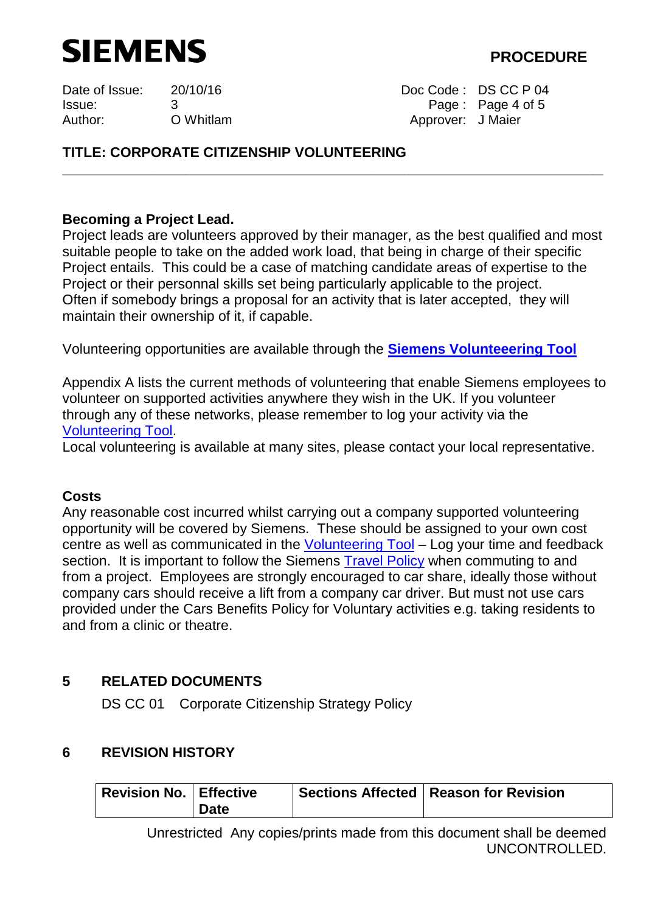**Becoming a Project Lead.**
Project leads are volunteers approved by their manager, as the best qualified and most suitable people to take on the added work load, that being in charge of their specific Project entails. This could be a case of matching candidate areas of expertise to the Project or their personnal skills set being particularly applicable to the project. Often if somebody brings a proposal for an activity that is later accepted, they will maintain their ownership of it, if capable.

Volunteering opportunities are available through the **Siemens Volunteeering Tool**

Appendix A lists the current methods of volunteering that enable Siemens employees to volunteer on supported activities anywhere they wish in the UK. If you volunteer through any of these networks, please remember to log your activity via the Volunteering Tool.
Local volunteering is available at many sites, please contact your local representative.

**Costs**
Any reasonable cost incurred whilst carrying out a company supported volunteering opportunity will be covered by Siemens. These should be assigned to your own cost centre as well as communicated in the Volunteering Tool – Log your time and feedback section. It is important to follow the Siemens Travel Policy when commuting to and from a project. Employees are strongly encouraged to car share, ideally those without company cars should receive a lift from a company car driver. But must not use cars provided under the Cars Benefits Policy for Voluntary activities e.g. taking residents to and from a clinic or theatre.

## 5 RELATED DOCUMENTS

DS CC 01 Corporate Citizenship Strategy Policy

## 6 REVISION HISTORY

| Revision No. | Effective Date | Sections Affected | Reason for Revision |
|---|---|---|---|

Unrestricted Any copies/prints made from this document shall be deemed UNCONTROLLED.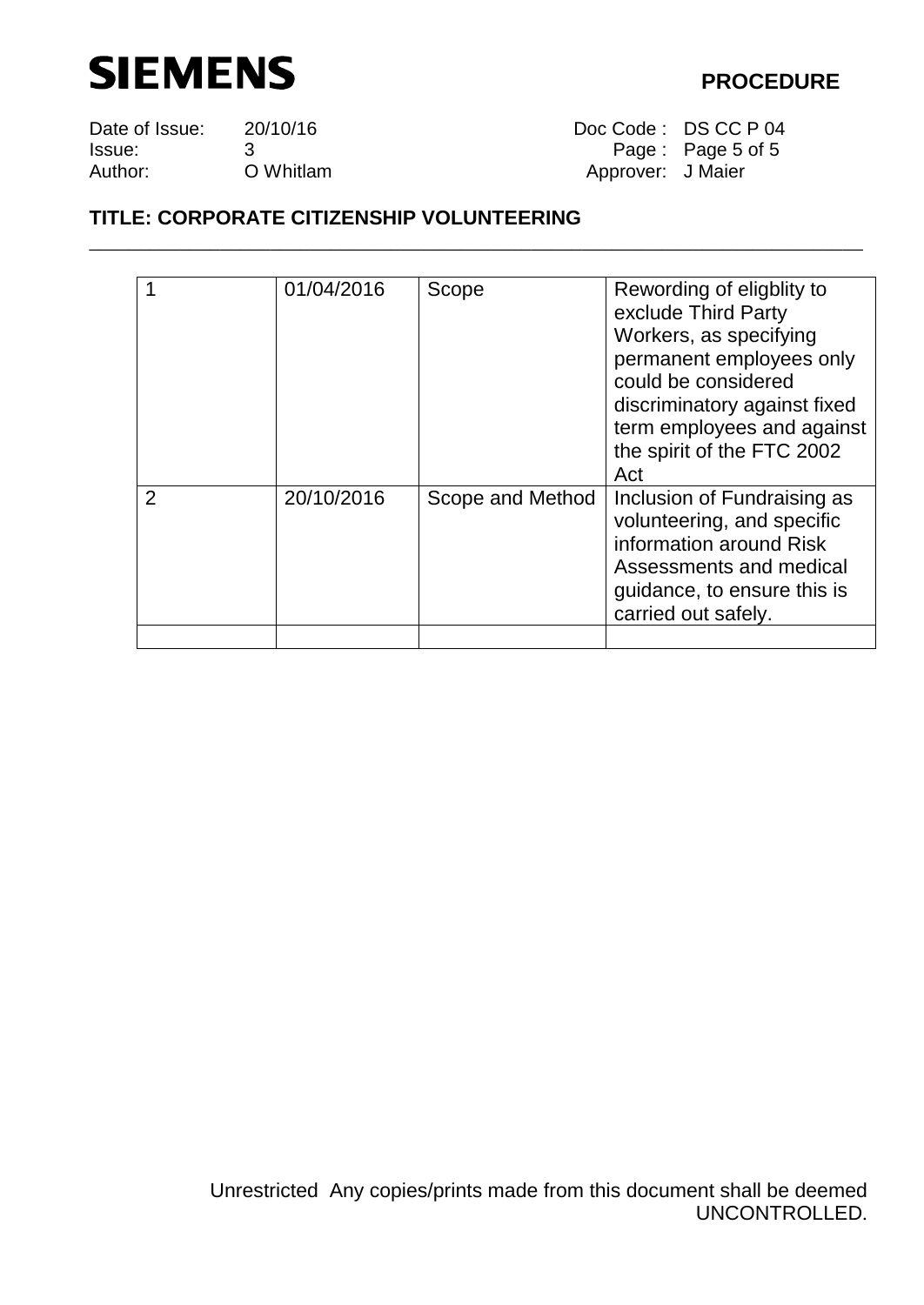| | | | |
|---|---|---|---|
| 1 | 01/04/2016 | Scope | Rewording of eligblity to exclude Third Party Workers, as specifying permanent employees only could be considered discriminatory against fixed term employees and against the spirit of the FTC 2002 Act |
| 2 | 20/10/2016 | Scope and Method | Inclusion of Fundraising as volunteering, and specific information around Risk Assessments and medical guidance, to ensure this is carried out safely. |
| | | | |